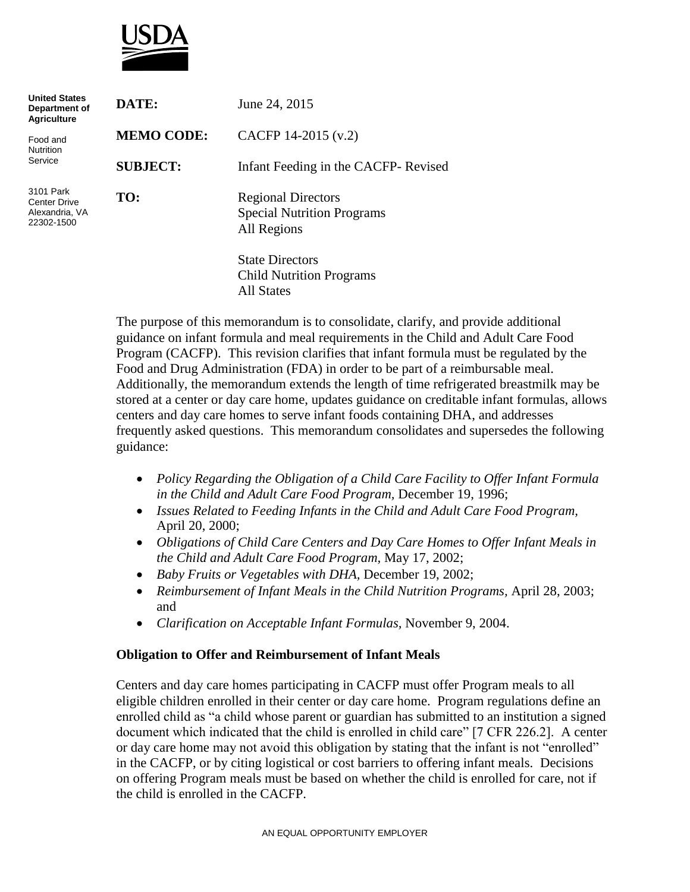USDA

**United States Department of Agriculture**

Food and Nutrition Service

3101 Park Center Drive
Alexandria, VA 22302-1500

**DATE:** June 24, 2015

**MEMO CODE:** CACFP 14-2015 (v.2)

**SUBJECT:** Infant Feeding in the CACFP- Revised

**TO:** Regional Directors
Special Nutrition Programs
All Regions

State Directors
Child Nutrition Programs
All States

The purpose of this memorandum is to consolidate, clarify, and provide additional guidance on infant formula and meal requirements in the Child and Adult Care Food Program (CACFP). This revision clarifies that infant formula must be regulated by the Food and Drug Administration (FDA) in order to be part of a reimbursable meal. Additionally, the memorandum extends the length of time refrigerated breastmilk may be stored at a center or day care home, updates guidance on creditable infant formulas, allows centers and day care homes to serve infant foods containing DHA, and addresses frequently asked questions. This memorandum consolidates and supersedes the following guidance:

- *Policy Regarding the Obligation of a Child Care Facility to Offer Infant Formula in the Child and Adult Care Food Program,* December 19, 1996;
- *Issues Related to Feeding Infants in the Child and Adult Care Food Program,* April 20, 2000;
- *Obligations of Child Care Centers and Day Care Homes to Offer Infant Meals in the Child and Adult Care Food Program,* May 17, 2002;
- *Baby Fruits or Vegetables with DHA,* December 19, 2002;
- *Reimbursement of Infant Meals in the Child Nutrition Programs,* April 28, 2003; and
- *Clarification on Acceptable Infant Formulas,* November 9, 2004.

### Obligation to Offer and Reimbursement of Infant Meals

Centers and day care homes participating in CACFP must offer Program meals to all eligible children enrolled in their center or day care home. Program regulations define an enrolled child as "a child whose parent or guardian has submitted to an institution a signed document which indicated that the child is enrolled in child care" [7 CFR 226.2]. A center or day care home may not avoid this obligation by stating that the infant is not "enrolled" in the CACFP, or by citing logistical or cost barriers to offering infant meals. Decisions on offering Program meals must be based on whether the child is enrolled for care, not if the child is enrolled in the CACFP.

AN EQUAL OPPORTUNITY EMPLOYER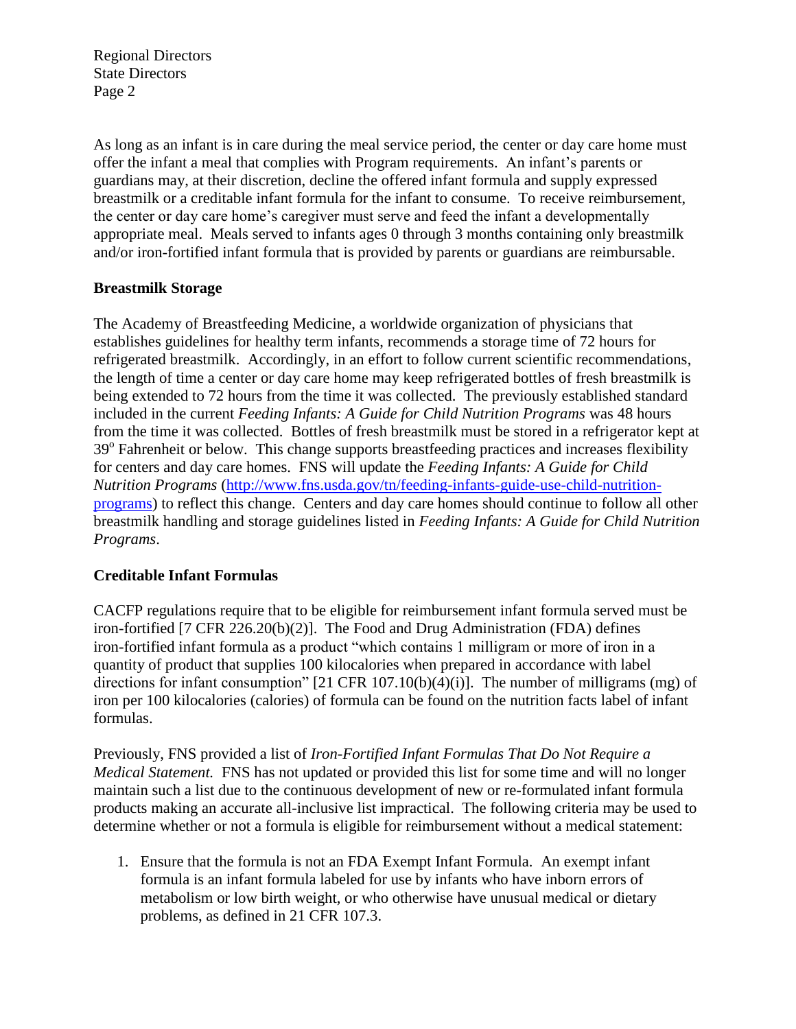As long as an infant is in care during the meal service period, the center or day care home must offer the infant a meal that complies with Program requirements. An infant's parents or guardians may, at their discretion, decline the offered infant formula and supply expressed breastmilk or a creditable infant formula for the infant to consume. To receive reimbursement, the center or day care home's caregiver must serve and feed the infant a developmentally appropriate meal. Meals served to infants ages 0 through 3 months containing only breastmilk and/or iron-fortified infant formula that is provided by parents or guardians are reimbursable.

## Breastmilk Storage

The Academy of Breastfeeding Medicine, a worldwide organization of physicians that establishes guidelines for healthy term infants, recommends a storage time of 72 hours for refrigerated breastmilk. Accordingly, in an effort to follow current scientific recommendations, the length of time a center or day care home may keep refrigerated bottles of fresh breastmilk is being extended to 72 hours from the time it was collected. The previously established standard included in the current *Feeding Infants: A Guide for Child Nutrition Programs* was 48 hours from the time it was collected. Bottles of fresh breastmilk must be stored in a refrigerator kept at 39° Fahrenheit or below. This change supports breastfeeding practices and increases flexibility for centers and day care homes. FNS will update the *Feeding Infants: A Guide for Child Nutrition Programs* ([http://www.fns.usda.gov/tn/feeding-infants-guide-use-child-nutrition-programs](http://www.fns.usda.gov/tn/feeding-infants-guide-use-child-nutrition-programs)) to reflect this change. Centers and day care homes should continue to follow all other breastmilk handling and storage guidelines listed in *Feeding Infants: A Guide for Child Nutrition Programs*.

## Creditable Infant Formulas

CACFP regulations require that to be eligible for reimbursement infant formula served must be iron-fortified [7 CFR 226.20(b)(2)]. The Food and Drug Administration (FDA) defines iron-fortified infant formula as a product "which contains 1 milligram or more of iron in a quantity of product that supplies 100 kilocalories when prepared in accordance with label directions for infant consumption" [21 CFR 107.10(b)(4)(i)]. The number of milligrams (mg) of iron per 100 kilocalories (calories) of formula can be found on the nutrition facts label of infant formulas.

Previously, FNS provided a list of *Iron-Fortified Infant Formulas That Do Not Require a Medical Statement.* FNS has not updated or provided this list for some time and will no longer maintain such a list due to the continuous development of new or re-formulated infant formula products making an accurate all-inclusive list impractical. The following criteria may be used to determine whether or not a formula is eligible for reimbursement without a medical statement:

1. Ensure that the formula is not an FDA Exempt Infant Formula. An exempt infant formula is an infant formula labeled for use by infants who have inborn errors of metabolism or low birth weight, or who otherwise have unusual medical or dietary problems, as defined in 21 CFR 107.3.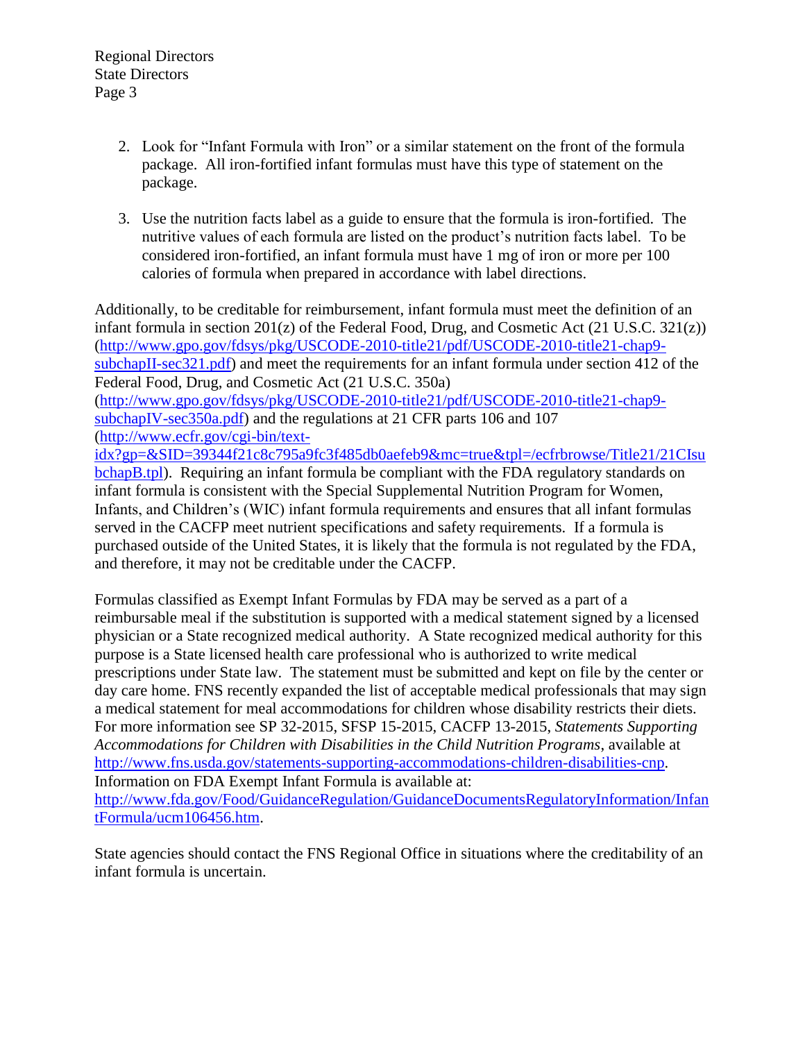2. Look for "Infant Formula with Iron" or a similar statement on the front of the formula package. All iron-fortified infant formulas must have this type of statement on the package.

3. Use the nutrition facts label as a guide to ensure that the formula is iron-fortified. The nutritive values of each formula are listed on the product's nutrition facts label. To be considered iron-fortified, an infant formula must have 1 mg of iron or more per 100 calories of formula when prepared in accordance with label directions.

Additionally, to be creditable for reimbursement, infant formula must meet the definition of an infant formula in section 201(z) of the Federal Food, Drug, and Cosmetic Act (21 U.S.C. 321(z)) (http://www.gpo.gov/fdsys/pkg/USCODE-2010-title21/pdf/USCODE-2010-title21-chap9-subchapII-sec321.pdf) and meet the requirements for an infant formula under section 412 of the Federal Food, Drug, and Cosmetic Act (21 U.S.C. 350a) (http://www.gpo.gov/fdsys/pkg/USCODE-2010-title21/pdf/USCODE-2010-title21-chap9-subchapIV-sec350a.pdf) and the regulations at 21 CFR parts 106 and 107 (http://www.ecfr.gov/cgi-bin/text-idx?gp=&SID=39344f21c8c795a9fc3f485db0aefeb9&mc=true&tpl=/ecfrbrowse/Title21/21CIsubchapB.tpl). Requiring an infant formula be compliant with the FDA regulatory standards on infant formula is consistent with the Special Supplemental Nutrition Program for Women, Infants, and Children's (WIC) infant formula requirements and ensures that all infant formulas served in the CACFP meet nutrient specifications and safety requirements. If a formula is purchased outside of the United States, it is likely that the formula is not regulated by the FDA, and therefore, it may not be creditable under the CACFP.

Formulas classified as Exempt Infant Formulas by FDA may be served as a part of a reimbursable meal if the substitution is supported with a medical statement signed by a licensed physician or a State recognized medical authority. A State recognized medical authority for this purpose is a State licensed health care professional who is authorized to write medical prescriptions under State law. The statement must be submitted and kept on file by the center or day care home. FNS recently expanded the list of acceptable medical professionals that may sign a medical statement for meal accommodations for children whose disability restricts their diets. For more information see SP 32-2015, SFSP 15-2015, CACFP 13-2015, *Statements Supporting Accommodations for Children with Disabilities in the Child Nutrition Programs*, available at http://www.fns.usda.gov/statements-supporting-accommodations-children-disabilities-cnp. Information on FDA Exempt Infant Formula is available at: http://www.fda.gov/Food/GuidanceRegulation/GuidanceDocumentsRegulatoryInformation/InfantFormula/ucm106456.htm.

State agencies should contact the FNS Regional Office in situations where the creditability of an infant formula is uncertain.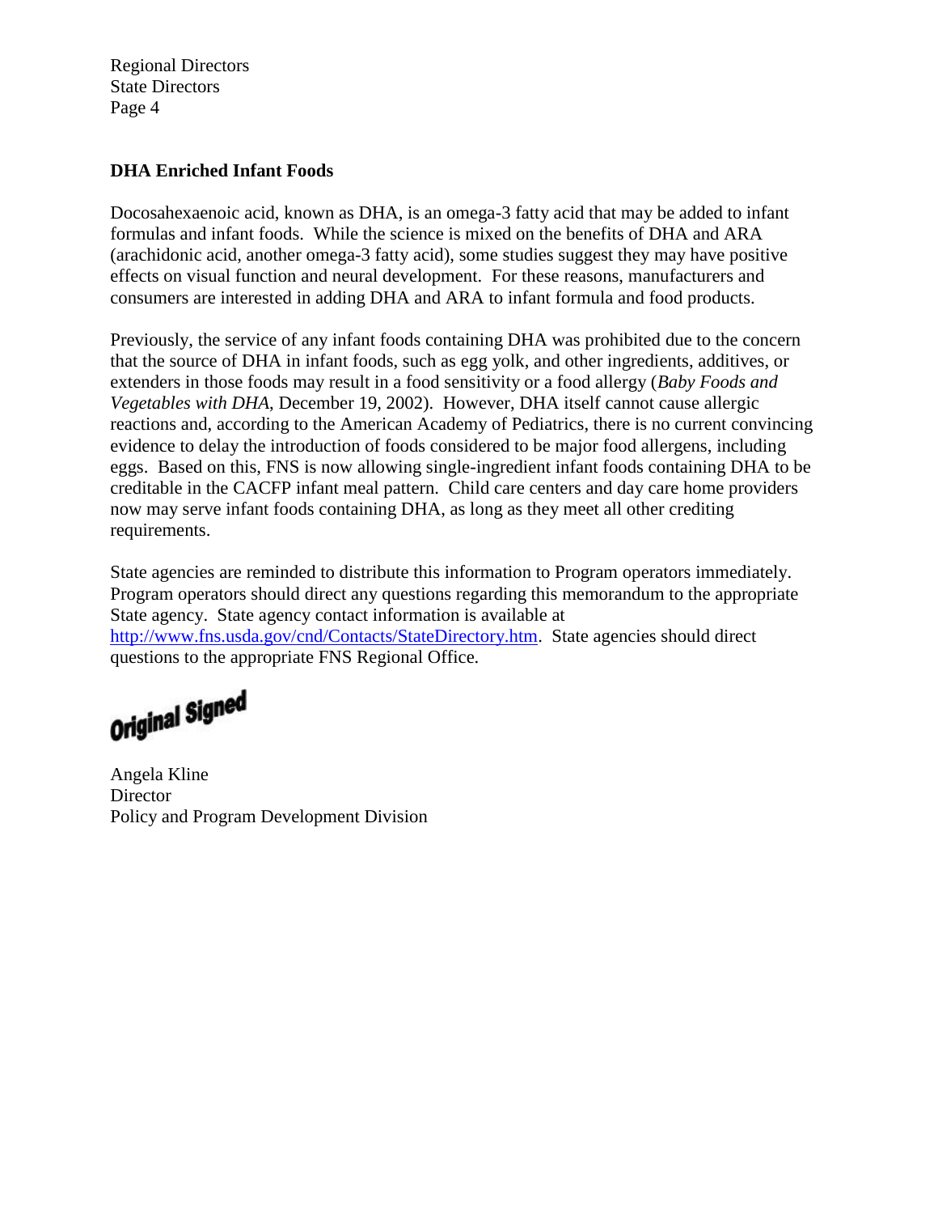**DHA Enriched Infant Foods**

Docosahexaenoic acid, known as DHA, is an omega-3 fatty acid that may be added to infant formulas and infant foods. While the science is mixed on the benefits of DHA and ARA (arachidonic acid, another omega-3 fatty acid), some studies suggest they may have positive effects on visual function and neural development. For these reasons, manufacturers and consumers are interested in adding DHA and ARA to infant formula and food products.

Previously, the service of any infant foods containing DHA was prohibited due to the concern that the source of DHA in infant foods, such as egg yolk, and other ingredients, additives, or extenders in those foods may result in a food sensitivity or a food allergy (*Baby Foods and Vegetables with DHA*, December 19, 2002). However, DHA itself cannot cause allergic reactions and, according to the American Academy of Pediatrics, there is no current convincing evidence to delay the introduction of foods considered to be major food allergens, including eggs. Based on this, FNS is now allowing single-ingredient infant foods containing DHA to be creditable in the CACFP infant meal pattern. Child care centers and day care home providers now may serve infant foods containing DHA, as long as they meet all other crediting requirements.

State agencies are reminded to distribute this information to Program operators immediately. Program operators should direct any questions regarding this memorandum to the appropriate State agency. State agency contact information is available at [http://www.fns.usda.gov/cnd/Contacts/StateDirectory.htm](http://www.fns.usda.gov/cnd/Contacts/StateDirectory.htm). State agencies should direct questions to the appropriate FNS Regional Office.

**Original Signed**

Angela Kline
Director
Policy and Program Development Division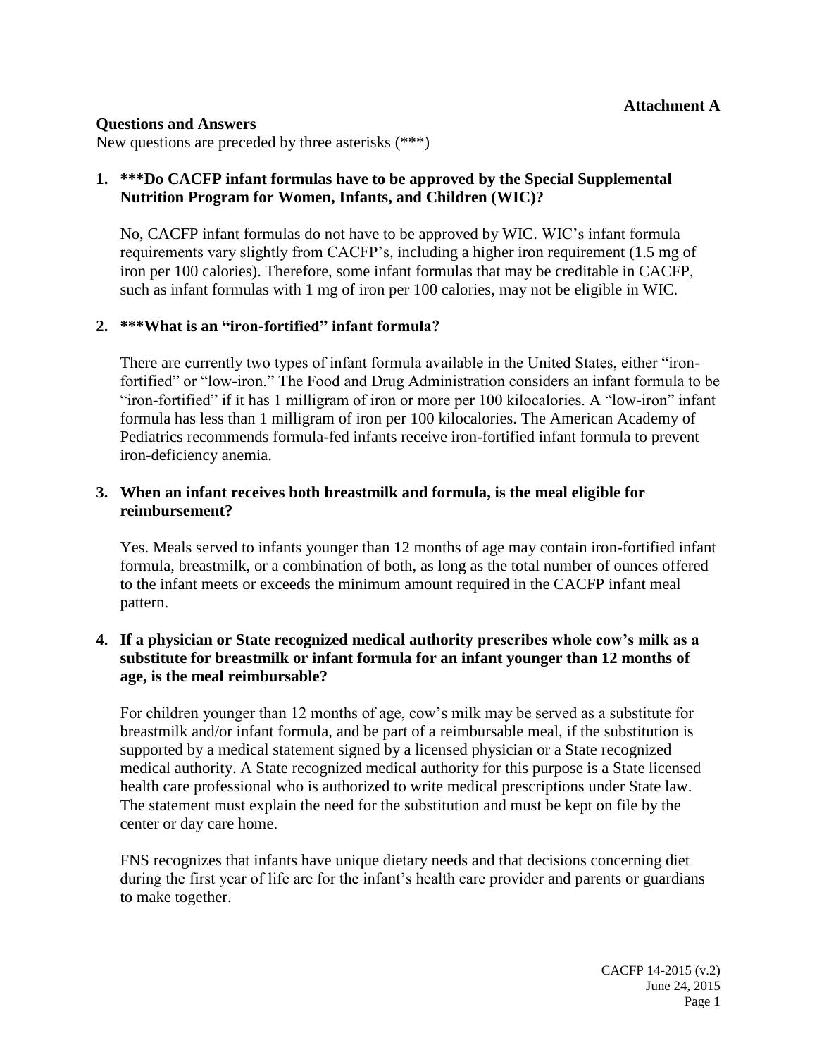**Attachment A**

**Questions and Answers**

New questions are preceded by three asterisks (***)

1. **\*\*\*Do CACFP infant formulas have to be approved by the Special Supplemental Nutrition Program for Women, Infants, and Children (WIC)?**

   No, CACFP infant formulas do not have to be approved by WIC. WIC's infant formula requirements vary slightly from CACFP's, including a higher iron requirement (1.5 mg of iron per 100 calories). Therefore, some infant formulas that may be creditable in CACFP, such as infant formulas with 1 mg of iron per 100 calories, may not be eligible in WIC.

2. **\*\*\*What is an "iron-fortified" infant formula?**

   There are currently two types of infant formula available in the United States, either "iron-fortified" or "low-iron." The Food and Drug Administration considers an infant formula to be "iron-fortified" if it has 1 milligram of iron or more per 100 kilocalories. A "low-iron" infant formula has less than 1 milligram of iron per 100 kilocalories. The American Academy of Pediatrics recommends formula-fed infants receive iron-fortified infant formula to prevent iron-deficiency anemia.

3. **When an infant receives both breastmilk and formula, is the meal eligible for reimbursement?**

   Yes. Meals served to infants younger than 12 months of age may contain iron-fortified infant formula, breastmilk, or a combination of both, as long as the total number of ounces offered to the infant meets or exceeds the minimum amount required in the CACFP infant meal pattern.

4. **If a physician or State recognized medical authority prescribes whole cow's milk as a substitute for breastmilk or infant formula for an infant younger than 12 months of age, is the meal reimbursable?**

   For children younger than 12 months of age, cow's milk may be served as a substitute for breastmilk and/or infant formula, and be part of a reimbursable meal, if the substitution is supported by a medical statement signed by a licensed physician or a State recognized medical authority. A State recognized medical authority for this purpose is a State licensed health care professional who is authorized to write medical prescriptions under State law. The statement must explain the need for the substitution and must be kept on file by the center or day care home.

   FNS recognizes that infants have unique dietary needs and that decisions concerning diet during the first year of life are for the infant's health care provider and parents or guardians to make together.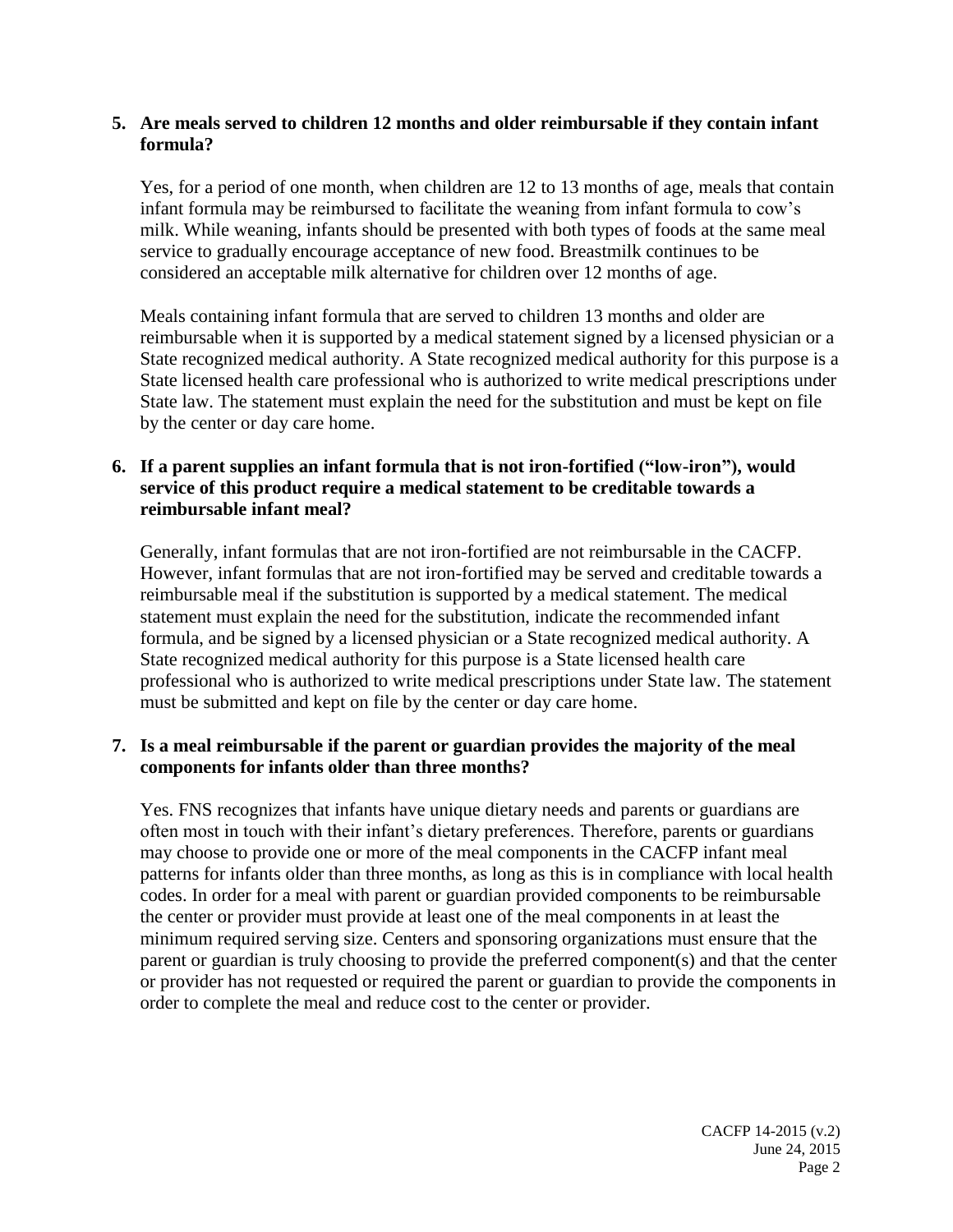**5. Are meals served to children 12 months and older reimbursable if they contain infant formula?**

Yes, for a period of one month, when children are 12 to 13 months of age, meals that contain infant formula may be reimbursed to facilitate the weaning from infant formula to cow's milk. While weaning, infants should be presented with both types of foods at the same meal service to gradually encourage acceptance of new food. Breastmilk continues to be considered an acceptable milk alternative for children over 12 months of age.

Meals containing infant formula that are served to children 13 months and older are reimbursable when it is supported by a medical statement signed by a licensed physician or a State recognized medical authority. A State recognized medical authority for this purpose is a State licensed health care professional who is authorized to write medical prescriptions under State law. The statement must explain the need for the substitution and must be kept on file by the center or day care home.

**6. If a parent supplies an infant formula that is not iron-fortified ("low-iron"), would service of this product require a medical statement to be creditable towards a reimbursable infant meal?**

Generally, infant formulas that are not iron-fortified are not reimbursable in the CACFP. However, infant formulas that are not iron-fortified may be served and creditable towards a reimbursable meal if the substitution is supported by a medical statement. The medical statement must explain the need for the substitution, indicate the recommended infant formula, and be signed by a licensed physician or a State recognized medical authority. A State recognized medical authority for this purpose is a State licensed health care professional who is authorized to write medical prescriptions under State law. The statement must be submitted and kept on file by the center or day care home.

**7. Is a meal reimbursable if the parent or guardian provides the majority of the meal components for infants older than three months?**

Yes. FNS recognizes that infants have unique dietary needs and parents or guardians are often most in touch with their infant's dietary preferences. Therefore, parents or guardians may choose to provide one or more of the meal components in the CACFP infant meal patterns for infants older than three months, as long as this is in compliance with local health codes. In order for a meal with parent or guardian provided components to be reimbursable the center or provider must provide at least one of the meal components in at least the minimum required serving size. Centers and sponsoring organizations must ensure that the parent or guardian is truly choosing to provide the preferred component(s) and that the center or provider has not requested or required the parent or guardian to provide the components in order to complete the meal and reduce cost to the center or provider.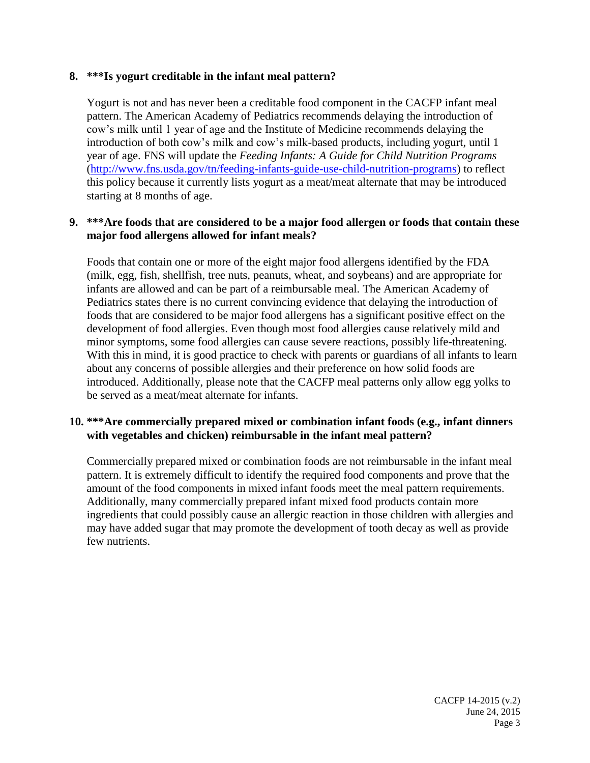**8. \*\*\*Is yogurt creditable in the infant meal pattern?**

Yogurt is not and has never been a creditable food component in the CACFP infant meal pattern. The American Academy of Pediatrics recommends delaying the introduction of cow's milk until 1 year of age and the Institute of Medicine recommends delaying the introduction of both cow's milk and cow's milk-based products, including yogurt, until 1 year of age. FNS will update the *Feeding Infants: A Guide for Child Nutrition Programs* ([http://www.fns.usda.gov/tn/feeding-infants-guide-use-child-nutrition-programs](http://www.fns.usda.gov/tn/feeding-infants-guide-use-child-nutrition-programs)) to reflect this policy because it currently lists yogurt as a meat/meat alternate that may be introduced starting at 8 months of age.

**9. \*\*\*Are foods that are considered to be a major food allergen or foods that contain these major food allergens allowed for infant meals?**

Foods that contain one or more of the eight major food allergens identified by the FDA (milk, egg, fish, shellfish, tree nuts, peanuts, wheat, and soybeans) and are appropriate for infants are allowed and can be part of a reimbursable meal. The American Academy of Pediatrics states there is no current convincing evidence that delaying the introduction of foods that are considered to be major food allergens has a significant positive effect on the development of food allergies. Even though most food allergies cause relatively mild and minor symptoms, some food allergies can cause severe reactions, possibly life-threatening. With this in mind, it is good practice to check with parents or guardians of all infants to learn about any concerns of possible allergies and their preference on how solid foods are introduced. Additionally, please note that the CACFP meal patterns only allow egg yolks to be served as a meat/meat alternate for infants.

**10. \*\*\*Are commercially prepared mixed or combination infant foods (e.g., infant dinners with vegetables and chicken) reimbursable in the infant meal pattern?**

Commercially prepared mixed or combination foods are not reimbursable in the infant meal pattern. It is extremely difficult to identify the required food components and prove that the amount of the food components in mixed infant foods meet the meal pattern requirements. Additionally, many commercially prepared infant mixed food products contain more ingredients that could possibly cause an allergic reaction in those children with allergies and may have added sugar that may promote the development of tooth decay as well as provide few nutrients.